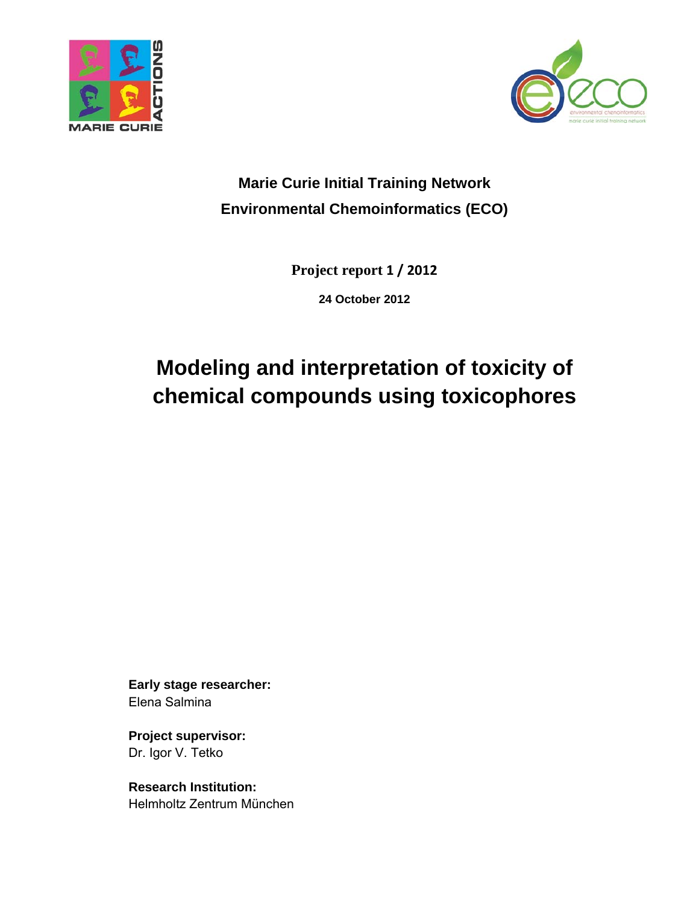**Marie Curie Initial Training Network**

**Environmental Chemoinformatics (ECO)**

**Project report 1 / 2012**

**24 October 2012**

# Modeling and interpretation of toxicity of chemical compounds using toxicophores

**Early stage researcher:**
Elena Salmina

**Project supervisor:**
Dr. Igor V. Tetko

**Research Institution:**
Helmholtz Zentrum München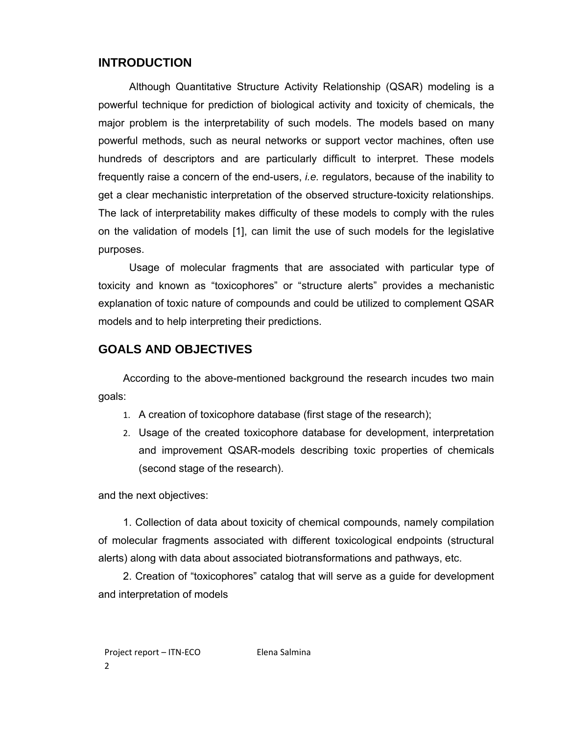## INTRODUCTION

Although Quantitative Structure Activity Relationship (QSAR) modeling is a powerful technique for prediction of biological activity and toxicity of chemicals, the major problem is the interpretability of such models. The models based on many powerful methods, such as neural networks or support vector machines, often use hundreds of descriptors and are particularly difficult to interpret. These models frequently raise a concern of the end-users, *i.e.* regulators, because of the inability to get a clear mechanistic interpretation of the observed structure-toxicity relationships. The lack of interpretability makes difficulty of these models to comply with the rules on the validation of models [1], can limit the use of such models for the legislative purposes.

Usage of molecular fragments that are associated with particular type of toxicity and known as “toxicophores” or “structure alerts” provides a mechanistic explanation of toxic nature of compounds and could be utilized to complement QSAR models and to help interpreting their predictions.

## GOALS AND OBJECTIVES

According to the above-mentioned background the research incudes two main goals:

1. A creation of toxicophore database (first stage of the research);
2. Usage of the created toxicophore database for development, interpretation and improvement QSAR-models describing toxic properties of chemicals (second stage of the research).

and the next objectives:

1. Collection of data about toxicity of chemical compounds, namely compilation of molecular fragments associated with different toxicological endpoints (structural alerts) along with data about associated biotransformations and pathways, etc.

2. Creation of “toxicophores” catalog that will serve as a guide for development and interpretation of models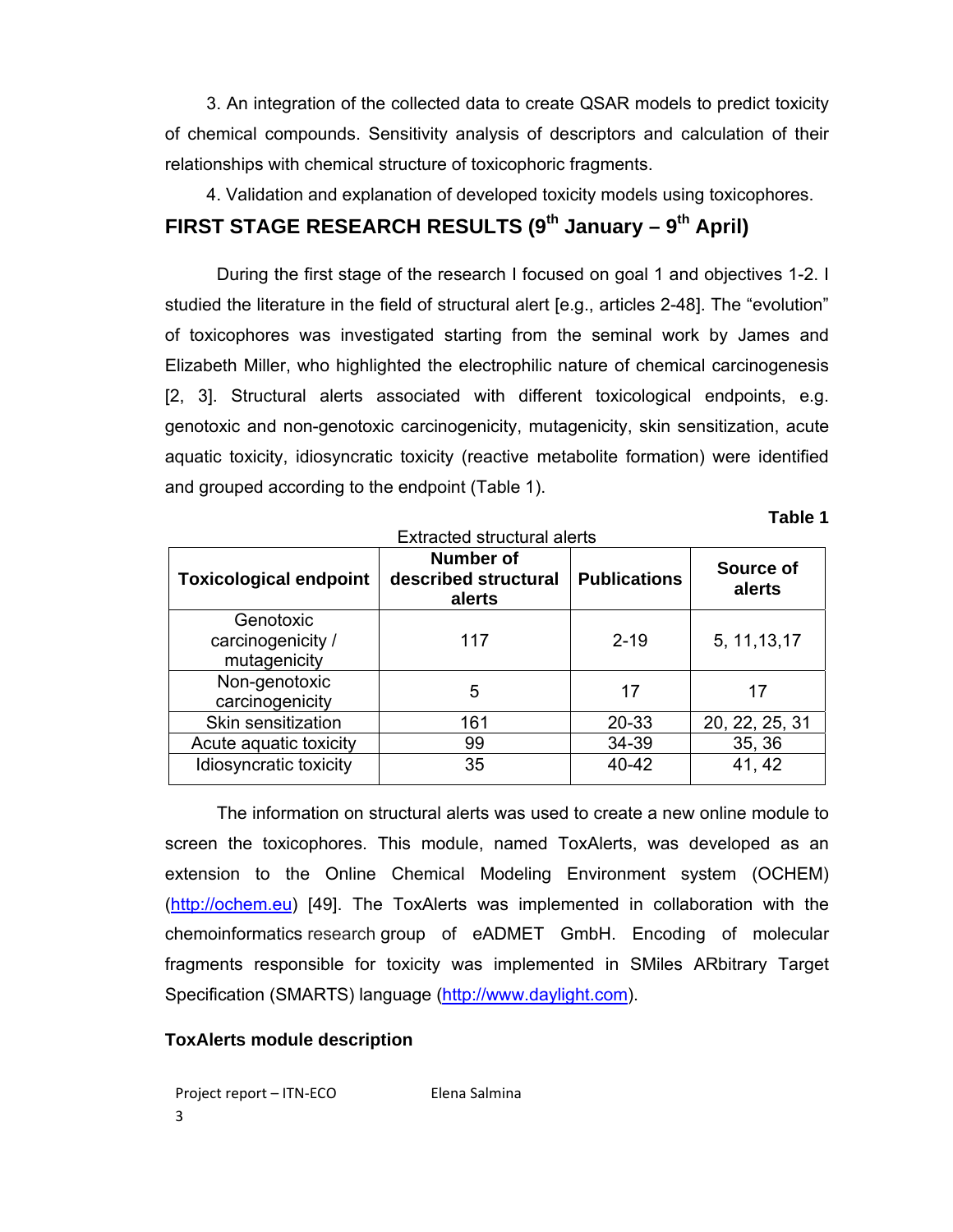3. An integration of the collected data to create QSAR models to predict toxicity of chemical compounds. Sensitivity analysis of descriptors and calculation of their relationships with chemical structure of toxicophoric fragments.

4. Validation and explanation of developed toxicity models using toxicophores.

## FIRST STAGE RESEARCH RESULTS (9th January – 9th April)

During the first stage of the research I focused on goal 1 and objectives 1-2. I studied the literature in the field of structural alert [e.g., articles 2-48]. The "evolution" of toxicophores was investigated starting from the seminal work by James and Elizabeth Miller, who highlighted the electrophilic nature of chemical carcinogenesis [2, 3]. Structural alerts associated with different toxicological endpoints, e.g. genotoxic and non-genotoxic carcinogenicity, mutagenicity, skin sensitization, acute aquatic toxicity, idiosyncratic toxicity (reactive metabolite formation) were identified and grouped according to the endpoint (Table 1).

**Table 1**

Extracted structural alerts

| Toxicological endpoint | Number of described structural alerts | Publications | Source of alerts |
|---|---|---|---|
| Genotoxic carcinogenicity / mutagenicity | 117 | 2-19 | 5, 11,13,17 |
| Non-genotoxic carcinogenicity | 5 | 17 | 17 |
| Skin sensitization | 161 | 20-33 | 20, 22, 25, 31 |
| Acute aquatic toxicity | 99 | 34-39 | 35, 36 |
| Idiosyncratic toxicity | 35 | 40-42 | 41, 42 |

The information on structural alerts was used to create a new online module to screen the toxicophores. This module, named ToxAlerts, was developed as an extension to the Online Chemical Modeling Environment system (OCHEM) (http://ochem.eu) [49]. The ToxAlerts was implemented in collaboration with the chemoinformatics research group of eADMET GmbH. Encoding of molecular fragments responsible for toxicity was implemented in SMiles ARbitrary Target Specification (SMARTS) language (http://www.daylight.com).

### ToxAlerts module description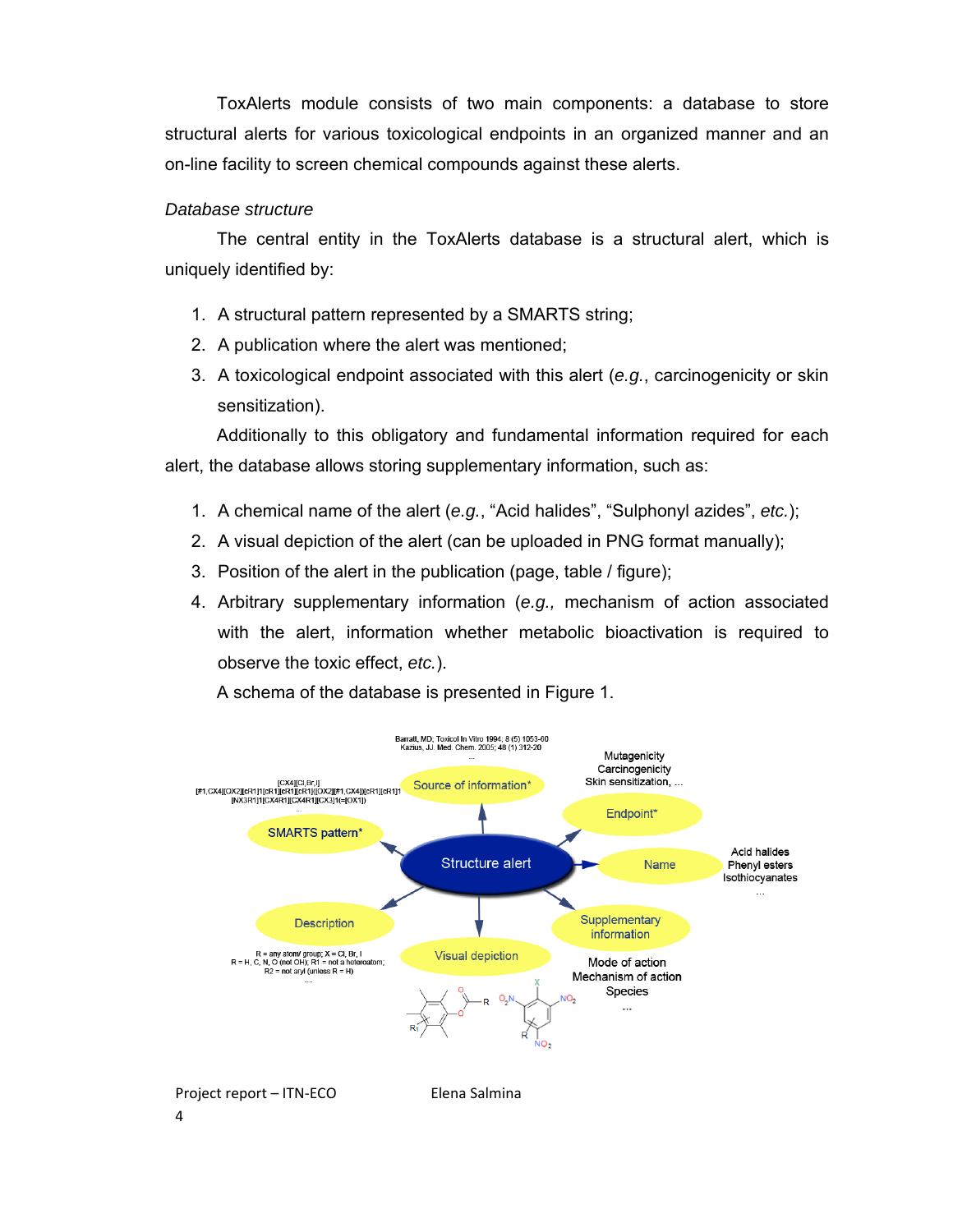ToxAlerts module consists of two main components: a database to store structural alerts for various toxicological endpoints in an organized manner and an on-line facility to screen chemical compounds against these alerts.

*Database structure*

The central entity in the ToxAlerts database is a structural alert, which is uniquely identified by:

1. A structural pattern represented by a SMARTS string;
2. A publication where the alert was mentioned;
3. A toxicological endpoint associated with this alert (*e.g.*, carcinogenicity or skin sensitization).

Additionally to this obligatory and fundamental information required for each alert, the database allows storing supplementary information, such as:

1. A chemical name of the alert (*e.g.*, "Acid halides", "Sulphonyl azides", *etc.*);
2. A visual depiction of the alert (can be uploaded in PNG format manually);
3. Position of the alert in the publication (page, table / figure);
4. Arbitrary supplementary information (*e.g.,* mechanism of action associated with the alert, information whether metabolic bioactivation is required to observe the toxic effect, *etc.*).

A schema of the database is presented in Figure 1.

Barratt, MD; Toxicol In Vitro 1994; 8 (5) 1053-60
Kazius, JJ. Med. Chem. 2005; 48 (1) 312-20
...

Source of information*

Mutagenicity
Carcinogenicity
Skin sensitization, ...

Endpoint*

[CX4][Cl,Br,I]
[#1,CX4][OX2][cR1]1[cR1][cR1][cR1]([OX2][#1,CX4])[cR1][cR1]1
[NX3R1]1[CX4R1][CX4R1][CX3]1(=[OX1])
...

SMARTS pattern*

Structure alert

Name

Acid halides
Phenyl esters
Isothiocyanates
...

Description

R = any atom/ group; X = Cl, Br, I
R = H, C, N, O (not OH); R1 = not a heteroatom;
R2 = not aryl (unless R = H)
...

Visual depiction

Supplementary information

Mode of action
Mechanism of action
Species
...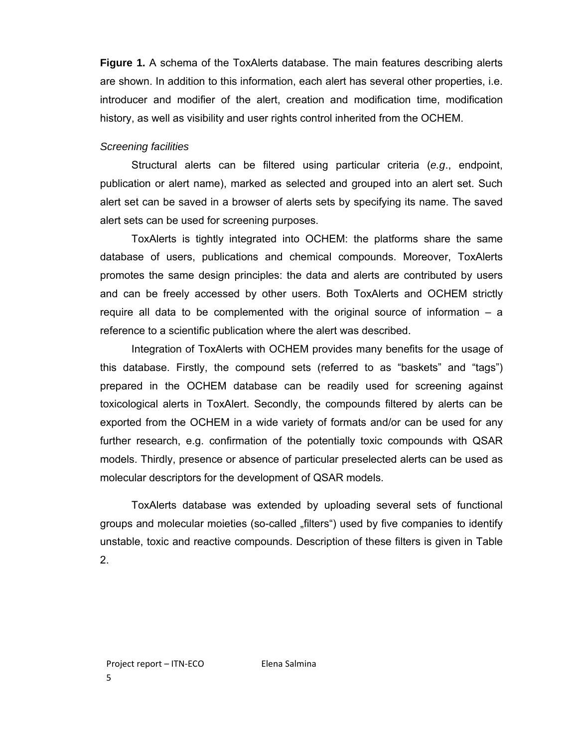**Figure 1.** A schema of the ToxAlerts database. The main features describing alerts are shown. In addition to this information, each alert has several other properties, i.e. introducer and modifier of the alert, creation and modification time, modification history, as well as visibility and user rights control inherited from the OCHEM.

*Screening facilities*

Structural alerts can be filtered using particular criteria (*e.g*., endpoint, publication or alert name), marked as selected and grouped into an alert set. Such alert set can be saved in a browser of alerts sets by specifying its name. The saved alert sets can be used for screening purposes.

ToxAlerts is tightly integrated into OCHEM: the platforms share the same database of users, publications and chemical compounds. Moreover, ToxAlerts promotes the same design principles: the data and alerts are contributed by users and can be freely accessed by other users. Both ToxAlerts and OCHEM strictly require all data to be complemented with the original source of information – a reference to a scientific publication where the alert was described.

Integration of ToxAlerts with OCHEM provides many benefits for the usage of this database. Firstly, the compound sets (referred to as "baskets" and "tags") prepared in the OCHEM database can be readily used for screening against toxicological alerts in ToxAlert. Secondly, the compounds filtered by alerts can be exported from the OCHEM in a wide variety of formats and/or can be used for any further research, e.g. confirmation of the potentially toxic compounds with QSAR models. Thirdly, presence or absence of particular preselected alerts can be used as molecular descriptors for the development of QSAR models.

ToxAlerts database was extended by uploading several sets of functional groups and molecular moieties (so-called „filters") used by five companies to identify unstable, toxic and reactive compounds. Description of these filters is given in Table 2.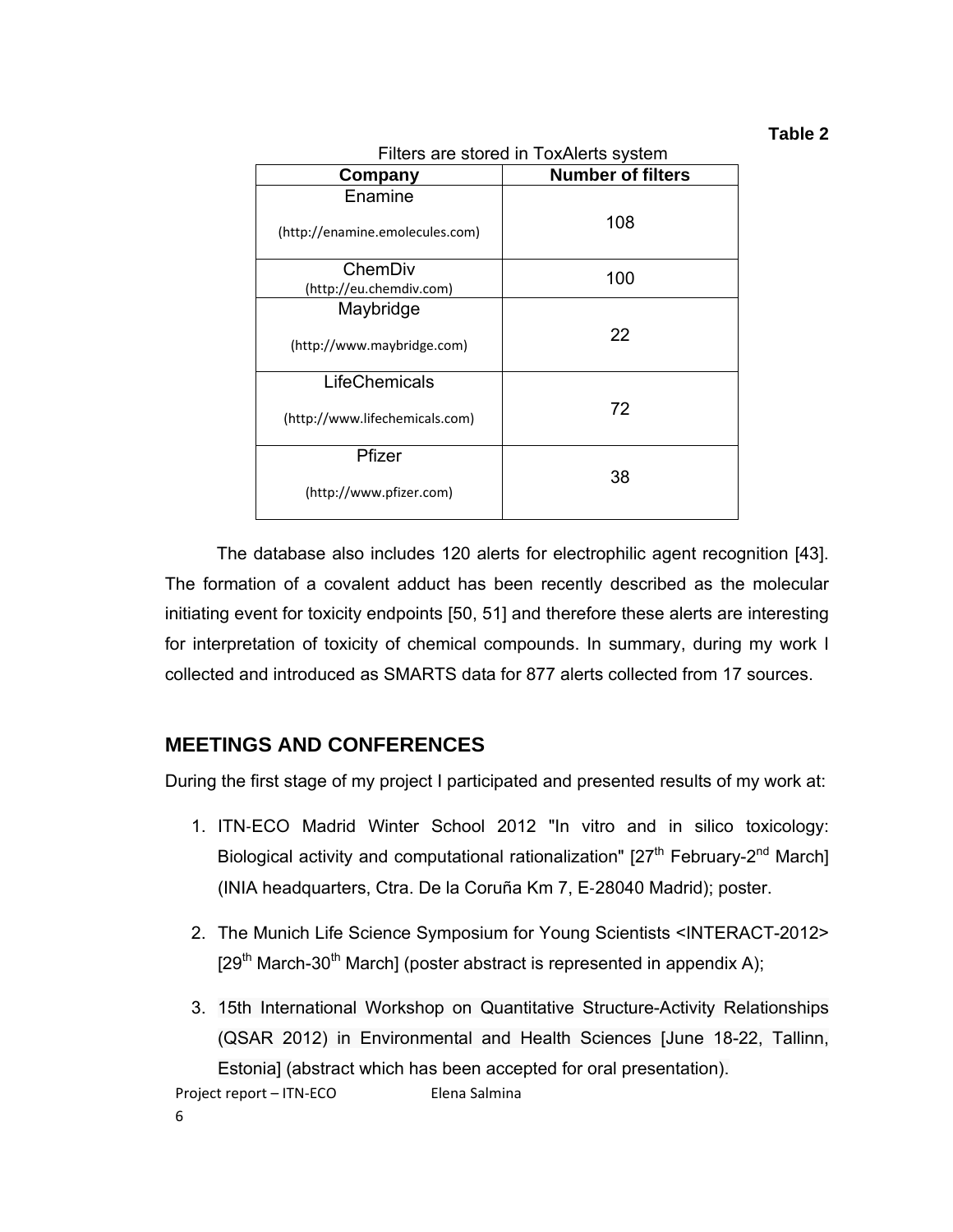**Table 2**

Filters are stored in ToxAlerts system

| Company | Number of filters |
|---|---|
| Enamine (http://enamine.emolecules.com) | 108 |
| ChemDiv (http://eu.chemdiv.com) | 100 |
| Maybridge (http://www.maybridge.com) | 22 |
| LifeChemicals (http://www.lifechemicals.com) | 72 |
| Pfizer (http://www.pfizer.com) | 38 |

The database also includes 120 alerts for electrophilic agent recognition [43]. The formation of a covalent adduct has been recently described as the molecular initiating event for toxicity endpoints [50, 51] and therefore these alerts are interesting for interpretation of toxicity of chemical compounds. In summary, during my work I collected and introduced as SMARTS data for 877 alerts collected from 17 sources.

## MEETINGS AND CONFERENCES

During the first stage of my project I participated and presented results of my work at:

1. ITN-ECO Madrid Winter School 2012 "In vitro and in silico toxicology: Biological activity and computational rationalization" [27th February-2nd March] (INIA headquarters, Ctra. De la Coruña Km 7, E-28040 Madrid); poster.
2. The Munich Life Science Symposium for Young Scientists <INTERACT-2012> [29th March-30th March] (poster abstract is represented in appendix A);
3. 15th International Workshop on Quantitative Structure-Activity Relationships (QSAR 2012) in Environmental and Health Sciences [June 18-22, Tallinn, Estonia] (abstract which has been accepted for oral presentation).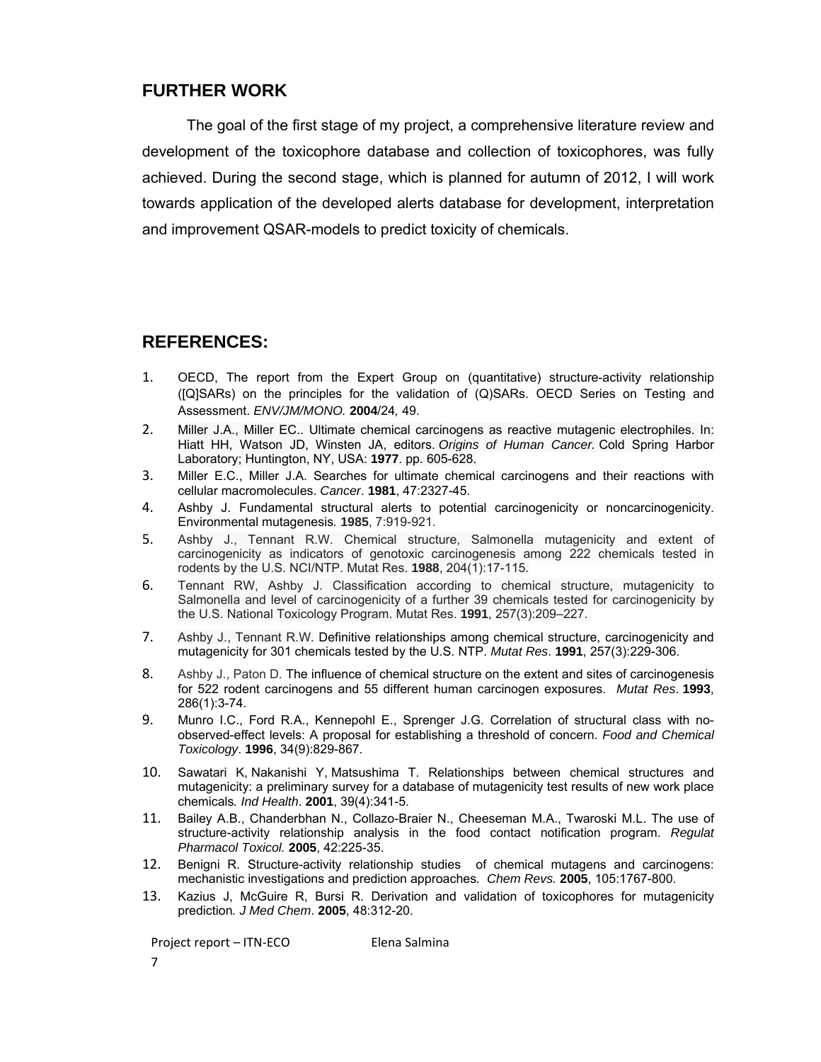## FURTHER WORK

The goal of the first stage of my project, a comprehensive literature review and development of the toxicophore database and collection of toxicophores, was fully achieved. During the second stage, which is planned for autumn of 2012, I will work towards application of the developed alerts database for development, interpretation and improvement QSAR-models to predict toxicity of chemicals.

## REFERENCES:

1. OECD, The report from the Expert Group on (quantitative) structure-activity relationship ([Q]SARs) on the principles for the validation of (Q)SARs. OECD Series on Testing and Assessment. *ENV/JM/MONO.* **2004**/24*,* 49.
2. Miller J.A., Miller EC.. Ultimate chemical carcinogens as reactive mutagenic electrophiles. In: Hiatt HH, Watson JD, Winsten JA, editors. *Origins of Human Cancer.* Cold Spring Harbor Laboratory; Huntington, NY, USA: **1977**. pp. 605-628.
3. Miller E.C., Miller J.A. Searches for ultimate chemical carcinogens and their reactions with cellular macromolecules. *Cancer*. **1981**, 47:2327-45.
4. Ashby J. Fundamental structural alerts to potential carcinogenicity or noncarcinogenicity. Environmental mutagenesis*.* **1985**, 7:919-921.
5. Ashby J., Tennant R.W. Chemical structure, Salmonella mutagenicity and extent of carcinogenicity as indicators of genotoxic carcinogenesis among 222 chemicals tested in rodents by the U.S. NCI/NTP. Mutat Res. **1988**, 204(1):17-115.
6. Tennant RW, Ashby J. Classification according to chemical structure, mutagenicity to Salmonella and level of carcinogenicity of a further 39 chemicals tested for carcinogenicity by the U.S. National Toxicology Program. Mutat Res. **1991**, 257(3):209–227.
7. Ashby J., Tennant R.W. Definitive relationships among chemical structure, carcinogenicity and mutagenicity for 301 chemicals tested by the U.S. NTP. *Mutat Res*. **1991**, 257(3):229-306.
8. Ashby J., Paton D. The influence of chemical structure on the extent and sites of carcinogenesis for 522 rodent carcinogens and 55 different human carcinogen exposures. *Mutat Res*. **1993**, 286(1):3-74.
9. Munro I.C., Ford R.A., Kennepohl E., Sprenger J.G. Correlation of structural class with no-observed-effect levels: A proposal for establishing a threshold of concern. *Food and Chemical Toxicology*. **1996**, 34(9):829-867.
10. Sawatari K, Nakanishi Y, Matsushima T. Relationships between chemical structures and mutagenicity: a preliminary survey for a database of mutagenicity test results of new work place chemicals*. Ind Health*. **2001**, 39(4):341-5.
11. Bailey A.B., Chanderbhan N., Collazo-Braier N., Cheeseman M.A., Twaroski M.L. The use of structure-activity relationship analysis in the food contact notification program. *Regulat Pharmacol Toxicol.* **2005**, 42:225-35.
12. Benigni R. Structure-activity relationship studies of chemical mutagens and carcinogens: mechanistic investigations and prediction approaches*. Chem Revs.* **2005**, 105:1767-800.
13. Kazius J, McGuire R, Bursi R. Derivation and validation of toxicophores for mutagenicity prediction*. J Med Chem*. **2005**, 48:312-20.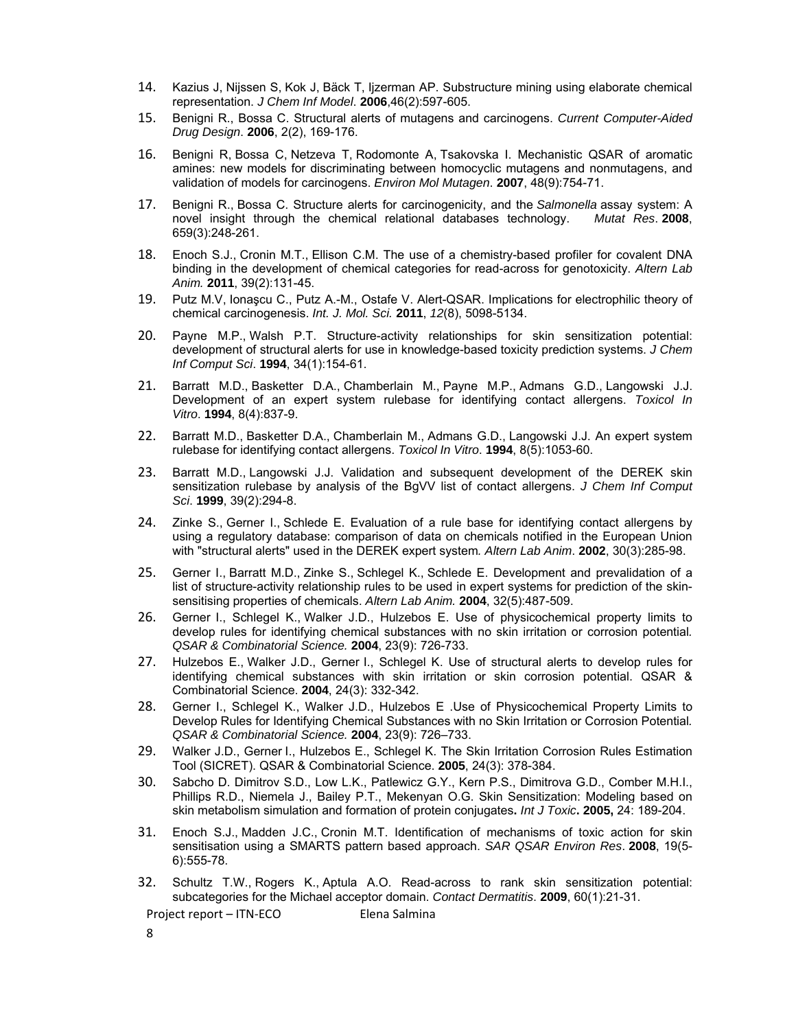14. Kazius J, Nijssen S, Kok J, Bäck T, Ijzerman AP. Substructure mining using elaborate chemical representation. *J Chem Inf Model*. **2006**,46(2):597-605.
15. Benigni R., Bossa C. Structural alerts of mutagens and carcinogens. *Current Computer-Aided Drug Design*. **2006**, 2(2), 169-176.
16. Benigni R, Bossa C, Netzeva T, Rodomonte A, Tsakovska I. Mechanistic QSAR of aromatic amines: new models for discriminating between homocyclic mutagens and nonmutagens, and validation of models for carcinogens. *Environ Mol Mutagen*. **2007**, 48(9):754-71.
17. Benigni R., Bossa C. Structure alerts for carcinogenicity, and the *Salmonella* assay system: A novel insight through the chemical relational databases technology. *Mutat Res*. **2008**, 659(3):248-261.
18. Enoch S.J., Cronin M.T., Ellison C.M. The use of a chemistry-based profiler for covalent DNA binding in the development of chemical categories for read-across for genotoxicity. *Altern Lab Anim.* **2011**, 39(2):131-45.
19. Putz M.V, Ionaşcu C., Putz A.-M., Ostafe V. Alert-QSAR. Implications for electrophilic theory of chemical carcinogenesis. *Int. J. Mol. Sci.* **2011**, *12*(8), 5098-5134.
20. Payne M.P., Walsh P.T. Structure-activity relationships for skin sensitization potential: development of structural alerts for use in knowledge-based toxicity prediction systems. *J Chem Inf Comput Sci*. **1994**, 34(1):154-61.
21. Barratt M.D., Basketter D.A., Chamberlain M., Payne M.P., Admans G.D., Langowski J.J. Development of an expert system rulebase for identifying contact allergens. *Toxicol In Vitro*. **1994**, 8(4):837-9.
22. Barratt M.D., Basketter D.A., Chamberlain M., Admans G.D., Langowski J.J. An expert system rulebase for identifying contact allergens. *Toxicol In Vitro*. **1994**, 8(5):1053-60.
23. Barratt M.D., Langowski J.J. Validation and subsequent development of the DEREK skin sensitization rulebase by analysis of the BgVV list of contact allergens. *J Chem Inf Comput Sci*. **1999**, 39(2):294-8.
24. Zinke S., Gerner I., Schlede E. Evaluation of a rule base for identifying contact allergens by using a regulatory database: comparison of data on chemicals notified in the European Union with "structural alerts" used in the DEREK expert system*. Altern Lab Anim*. **2002**, 30(3):285-98.
25. Gerner I., Barratt M.D., Zinke S., Schlegel K., Schlede E. Development and prevalidation of a list of structure-activity relationship rules to be used in expert systems for prediction of the skin-sensitising properties of chemicals. *Altern Lab Anim.* **2004**, 32(5):487-509.
26. Gerner I., Schlegel K., Walker J.D., Hulzebos E. Use of physicochemical property limits to develop rules for identifying chemical substances with no skin irritation or corrosion potential*. QSAR & Combinatorial Science.* **2004**, 23(9): 726-733.
27. Hulzebos E., Walker J.D., Gerner I., Schlegel K. Use of structural alerts to develop rules for identifying chemical substances with skin irritation or skin corrosion potential. QSAR & Combinatorial Science. **2004**, 24(3): 332-342.
28. Gerner I., Schlegel K., Walker J.D., Hulzebos E .Use of Physicochemical Property Limits to Develop Rules for Identifying Chemical Substances with no Skin Irritation or Corrosion Potential*. QSAR & Combinatorial Science.* **2004**, 23(9): 726–733.
29. Walker J.D., Gerner I., Hulzebos E., Schlegel K. The Skin Irritation Corrosion Rules Estimation Tool (SICRET). QSAR & Combinatorial Science. **2005**, 24(3): 378-384.
30. Sabcho D. Dimitrov S.D., Low L.K., Patlewicz G.Y., Kern P.S., Dimitrova G.D., Comber M.H.I., Phillips R.D., Niemela J., Bailey P.T., Mekenyan O.G. Skin Sensitization: Modeling based on skin metabolism simulation and formation of protein conjugates**.** *Int J Toxic***. 2005,** 24: 189-204.
31. Enoch S.J., Madden J.C., Cronin M.T. Identification of mechanisms of toxic action for skin sensitisation using a SMARTS pattern based approach. *SAR QSAR Environ Res*. **2008**, 19(5-6):555-78.
32. Schultz T.W., Rogers K., Aptula A.O. Read-across to rank skin sensitization potential: subcategories for the Michael acceptor domain. *Contact Dermatitis*. **2009**, 60(1):21-31.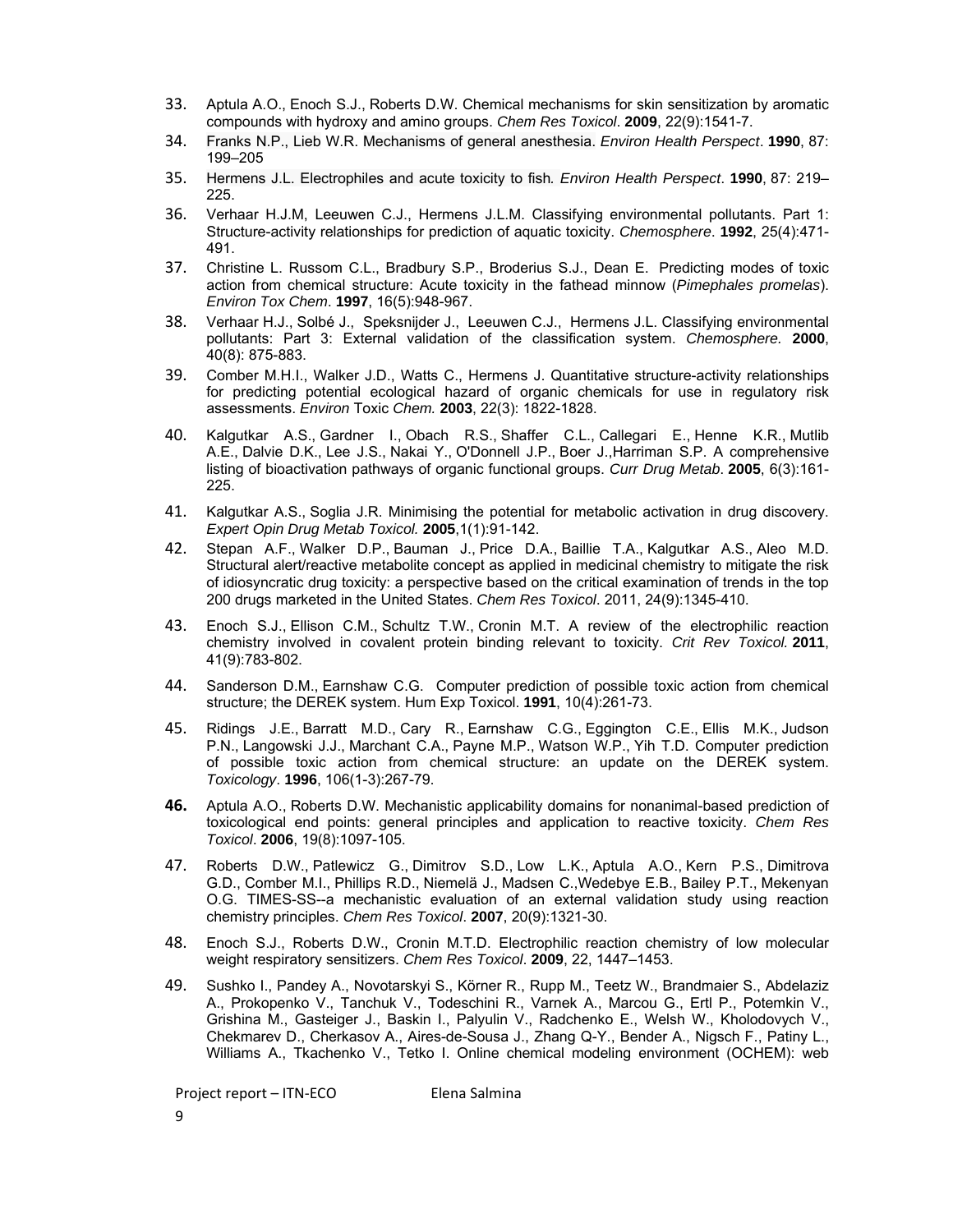33. Aptula A.O., Enoch S.J., Roberts D.W. Chemical mechanisms for skin sensitization by aromatic compounds with hydroxy and amino groups. *Chem Res Toxicol*. **2009**, 22(9):1541-7.
34. Franks N.P., Lieb W.R. Mechanisms of general anesthesia. *Environ Health Perspect*. **1990**, 87: 199–205
35. Hermens J.L. Electrophiles and acute toxicity to fish. *Environ Health Perspect*. **1990**, 87: 219–225.
36. Verhaar H.J.M, Leeuwen C.J., Hermens J.L.M. Classifying environmental pollutants. Part 1: Structure-activity relationships for prediction of aquatic toxicity. *Chemosphere*. **1992**, 25(4):471-491.
37. Christine L. Russom C.L., Bradbury S.P., Broderius S.J., Dean E. Predicting modes of toxic action from chemical structure: Acute toxicity in the fathead minnow (*Pimephales promelas*). *Environ Tox Chem*. **1997**, 16(5):948-967.
38. Verhaar H.J., Solbé J., Speksnijder J., Leeuwen C.J., Hermens J.L. Classifying environmental pollutants: Part 3: External validation of the classification system. *Chemosphere.* **2000**, 40(8): 875-883.
39. Comber M.H.I., Walker J.D., Watts C., Hermens J. Quantitative structure-activity relationships for predicting potential ecological hazard of organic chemicals for use in regulatory risk assessments. *Environ* Toxic *Chem.* **2003**, 22(3): 1822-1828.
40. Kalgutkar A.S., Gardner I., Obach R.S., Shaffer C.L., Callegari E., Henne K.R., Mutlib A.E., Dalvie D.K., Lee J.S., Nakai Y., O'Donnell J.P., Boer J.,Harriman S.P. A comprehensive listing of bioactivation pathways of organic functional groups. *Curr Drug Metab*. **2005**, 6(3):161-225.
41. Kalgutkar A.S., Soglia J.R. Minimising the potential for metabolic activation in drug discovery. *Expert Opin Drug Metab Toxicol.* **2005**,1(1):91-142.
42. Stepan A.F., Walker D.P., Bauman J., Price D.A., Baillie T.A., Kalgutkar A.S., Aleo M.D. Structural alert/reactive metabolite concept as applied in medicinal chemistry to mitigate the risk of idiosyncratic drug toxicity: a perspective based on the critical examination of trends in the top 200 drugs marketed in the United States. *Chem Res Toxicol*. 2011, 24(9):1345-410.
43. Enoch S.J., Ellison C.M., Schultz T.W., Cronin M.T. A review of the electrophilic reaction chemistry involved in covalent protein binding relevant to toxicity. *Crit Rev Toxicol.* **2011**, 41(9):783-802.
44. Sanderson D.M., Earnshaw C.G. Computer prediction of possible toxic action from chemical structure; the DEREK system. Hum Exp Toxicol. **1991**, 10(4):261-73.
45. Ridings J.E., Barratt M.D., Cary R., Earnshaw C.G., Eggington C.E., Ellis M.K., Judson P.N., Langowski J.J., Marchant C.A., Payne M.P., Watson W.P., Yih T.D. Computer prediction of possible toxic action from chemical structure: an update on the DEREK system. *Toxicology*. **1996**, 106(1-3):267-79.
46. Aptula A.O., Roberts D.W. Mechanistic applicability domains for nonanimal-based prediction of toxicological end points: general principles and application to reactive toxicity. *Chem Res Toxicol*. **2006**, 19(8):1097-105.
47. Roberts D.W., Patlewicz G., Dimitrov S.D., Low L.K., Aptula A.O., Kern P.S., Dimitrova G.D., Comber M.I., Phillips R.D., Niemelä J., Madsen C.,Wedebye E.B., Bailey P.T., Mekenyan O.G. TIMES-SS--a mechanistic evaluation of an external validation study using reaction chemistry principles. *Chem Res Toxicol*. **2007**, 20(9):1321-30.
48. Enoch S.J., Roberts D.W., Cronin M.T.D. Electrophilic reaction chemistry of low molecular weight respiratory sensitizers. *Chem Res Toxicol*. **2009**, 22, 1447–1453.
49. Sushko I., Pandey A., Novotarskyi S., Körner R., Rupp M., Teetz W., Brandmaier S., Abdelaziz A., Prokopenko V., Tanchuk V., Todeschini R., Varnek A., Marcou G., Ertl P., Potemkin V., Grishina M., Gasteiger J., Baskin I., Palyulin V., Radchenko E., Welsh W., Kholodovych V., Chekmarev D., Cherkasov A., Aires-de-Sousa J., Zhang Q-Y., Bender A., Nigsch F., Patiny L., Williams A., Tkachenko V., Tetko I. Online chemical modeling environment (OCHEM): web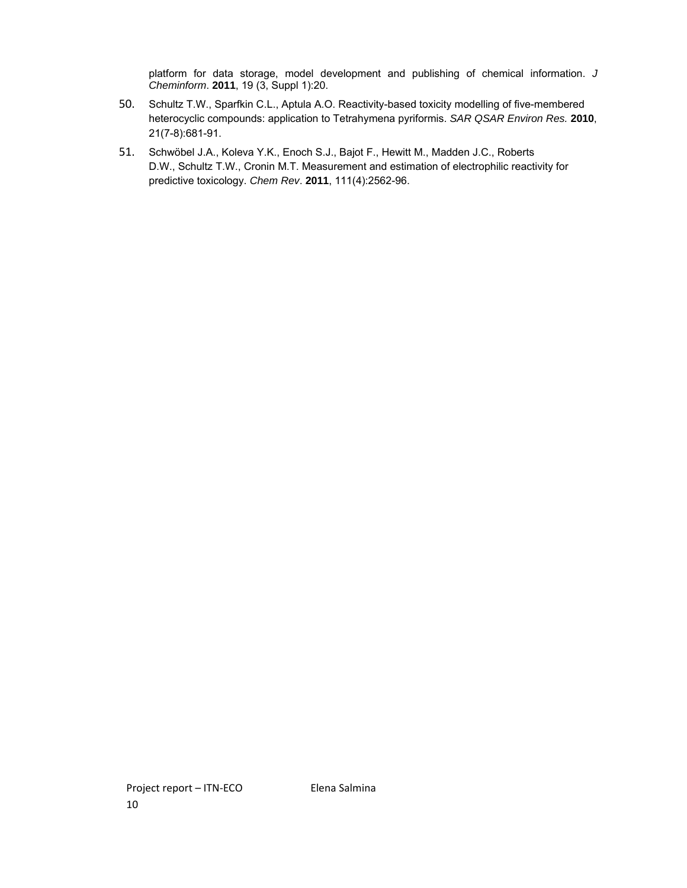platform for data storage, model development and publishing of chemical information. *J Cheminform*. **2011**, 19 (3, Suppl 1):20.

50. Schultz T.W., Sparfkin C.L., Aptula A.O. Reactivity-based toxicity modelling of five-membered heterocyclic compounds: application to Tetrahymena pyriformis. *SAR QSAR Environ Res.* **2010**, 21(7-8):681-91.

51. Schwöbel J.A., Koleva Y.K., Enoch S.J., Bajot F., Hewitt M., Madden J.C., Roberts D.W., Schultz T.W., Cronin M.T. Measurement and estimation of electrophilic reactivity for predictive toxicology. *Chem Rev*. **2011**, 111(4):2562-96.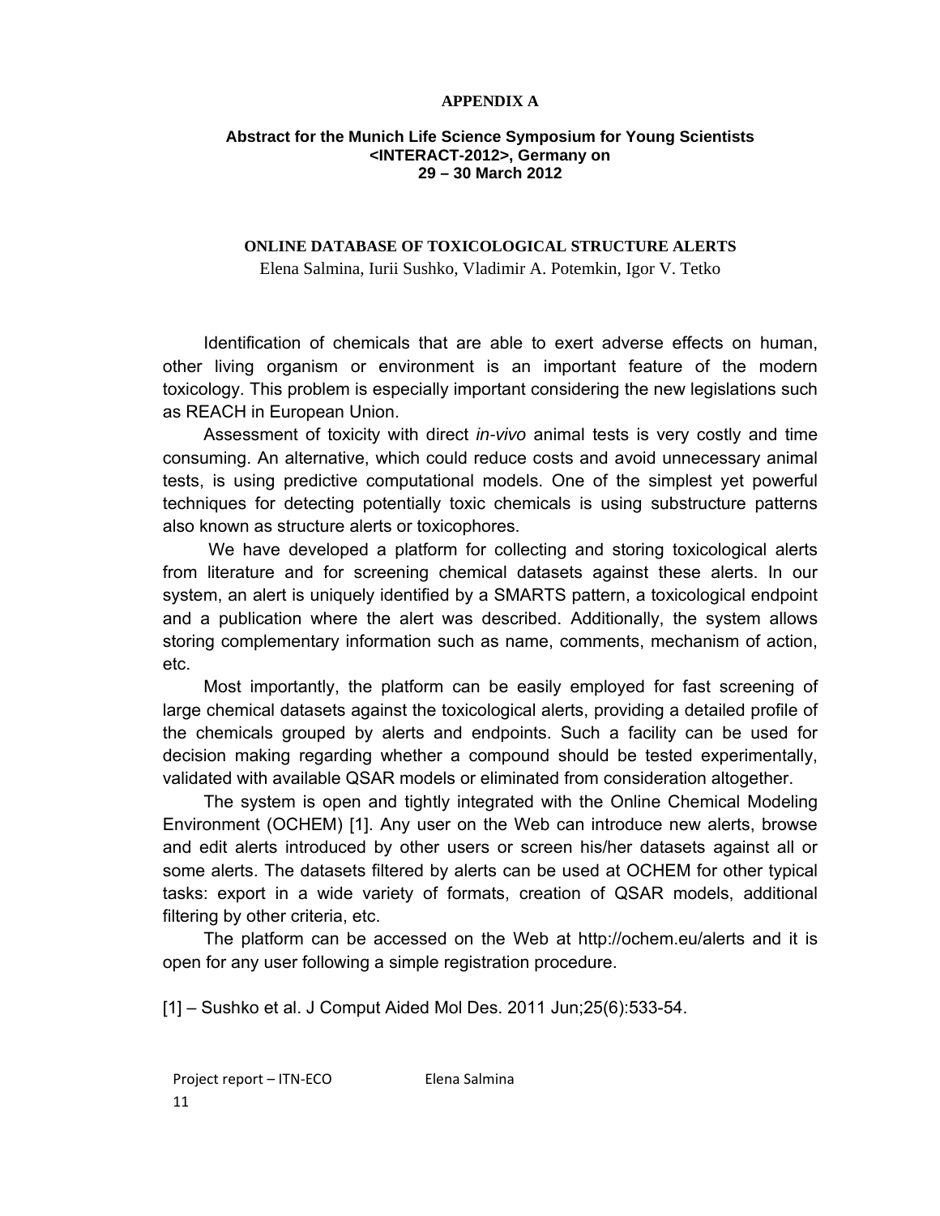**APPENDIX A**

**Abstract for the Munich Life Science Symposium for Young Scientists <INTERACT-2012>, Germany on 29 – 30 March 2012**

**ONLINE DATABASE OF TOXICOLOGICAL STRUCTURE ALERTS**

Elena Salmina, Iurii Sushko, Vladimir A. Potemkin, Igor V. Tetko

Identification of chemicals that are able to exert adverse effects on human, other living organism or environment is an important feature of the modern toxicology. This problem is especially important considering the new legislations such as REACH in European Union.

Assessment of toxicity with direct *in-vivo* animal tests is very costly and time consuming. An alternative, which could reduce costs and avoid unnecessary animal tests, is using predictive computational models. One of the simplest yet powerful techniques for detecting potentially toxic chemicals is using substructure patterns also known as structure alerts or toxicophores.

We have developed a platform for collecting and storing toxicological alerts from literature and for screening chemical datasets against these alerts. In our system, an alert is uniquely identified by a SMARTS pattern, a toxicological endpoint and a publication where the alert was described. Additionally, the system allows storing complementary information such as name, comments, mechanism of action, etc.

Most importantly, the platform can be easily employed for fast screening of large chemical datasets against the toxicological alerts, providing a detailed profile of the chemicals grouped by alerts and endpoints. Such a facility can be used for decision making regarding whether a compound should be tested experimentally, validated with available QSAR models or eliminated from consideration altogether.

The system is open and tightly integrated with the Online Chemical Modeling Environment (OCHEM) [1]. Any user on the Web can introduce new alerts, browse and edit alerts introduced by other users or screen his/her datasets against all or some alerts. The datasets filtered by alerts can be used at OCHEM for other typical tasks: export in a wide variety of formats, creation of QSAR models, additional filtering by other criteria, etc.

The platform can be accessed on the Web at http://ochem.eu/alerts and it is open for any user following a simple registration procedure.

[1] – Sushko et al. J Comput Aided Mol Des. 2011 Jun;25(6):533-54.